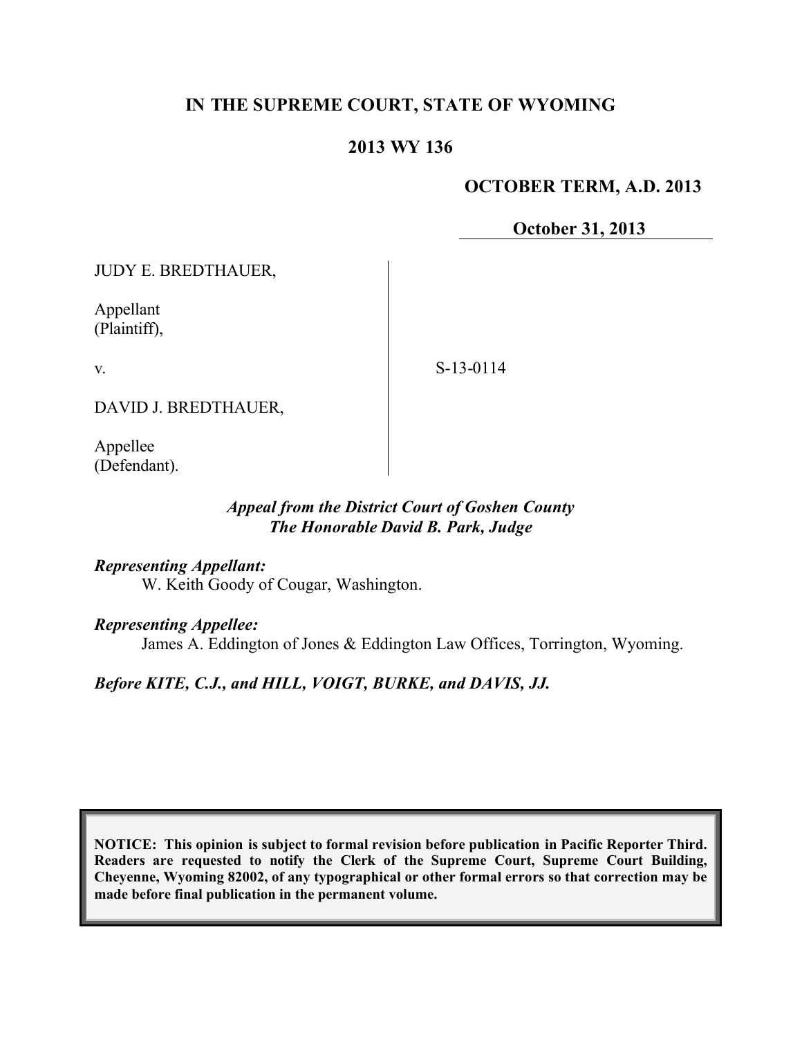# IN THE SUPREME COURT, STATE OF WYOMING

## 2013 WY 136

**OCTOBER TERM, A.D. 2013**

**October 31, 2013**

JUDY E. BREDTHAUER,

Appellant
(Plaintiff),

v.

S-13-0114

DAVID J. BREDTHAUER,

Appellee
(Defendant).

***Appeal from the District Court of Goshen County***
***The Honorable David B. Park, Judge***

***Representing Appellant:***
W. Keith Goody of Cougar, Washington.

***Representing Appellee:***
James A. Eddington of Jones & Eddington Law Offices, Torrington, Wyoming.

***Before KITE, C.J., and HILL, VOIGT, BURKE, and DAVIS, JJ.***

**NOTICE: This opinion is subject to formal revision before publication in Pacific Reporter Third. Readers are requested to notify the Clerk of the Supreme Court, Supreme Court Building, Cheyenne, Wyoming 82002, of any typographical or other formal errors so that correction may be made before final publication in the permanent volume.**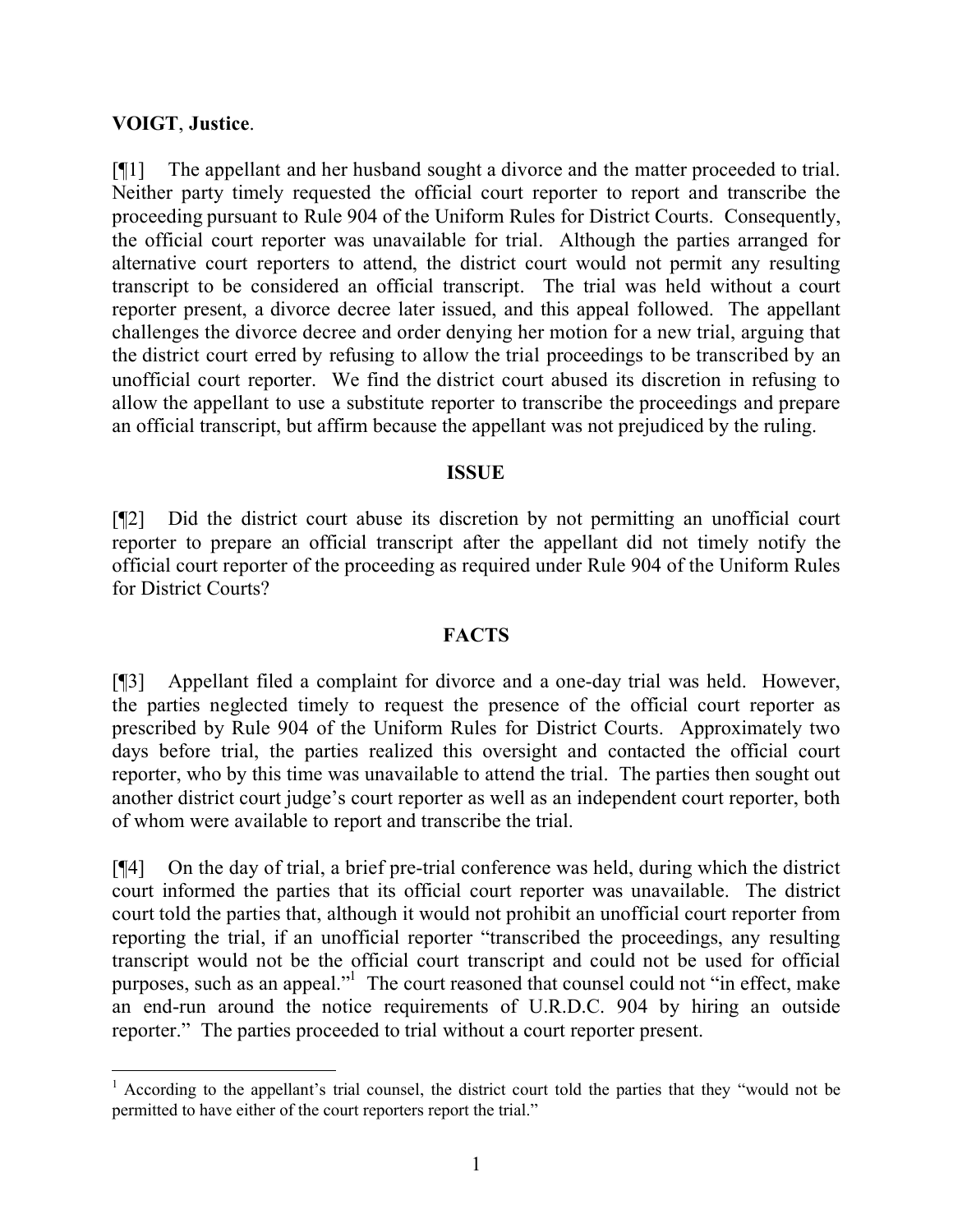**VOIGT**, **Justice**.

[¶1] The appellant and her husband sought a divorce and the matter proceeded to trial. Neither party timely requested the official court reporter to report and transcribe the proceeding pursuant to Rule 904 of the Uniform Rules for District Courts. Consequently, the official court reporter was unavailable for trial. Although the parties arranged for alternative court reporters to attend, the district court would not permit any resulting transcript to be considered an official transcript. The trial was held without a court reporter present, a divorce decree later issued, and this appeal followed. The appellant challenges the divorce decree and order denying her motion for a new trial, arguing that the district court erred by refusing to allow the trial proceedings to be transcribed by an unofficial court reporter. We find the district court abused its discretion in refusing to allow the appellant to use a substitute reporter to transcribe the proceedings and prepare an official transcript, but affirm because the appellant was not prejudiced by the ruling.

## ISSUE

[¶2] Did the district court abuse its discretion by not permitting an unofficial court reporter to prepare an official transcript after the appellant did not timely notify the official court reporter of the proceeding as required under Rule 904 of the Uniform Rules for District Courts?

## FACTS

[¶3] Appellant filed a complaint for divorce and a one-day trial was held. However, the parties neglected timely to request the presence of the official court reporter as prescribed by Rule 904 of the Uniform Rules for District Courts. Approximately two days before trial, the parties realized this oversight and contacted the official court reporter, who by this time was unavailable to attend the trial. The parties then sought out another district court judge's court reporter as well as an independent court reporter, both of whom were available to report and transcribe the trial.

[¶4] On the day of trial, a brief pre-trial conference was held, during which the district court informed the parties that its official court reporter was unavailable. The district court told the parties that, although it would not prohibit an unofficial court reporter from reporting the trial, if an unofficial reporter "transcribed the proceedings, any resulting transcript would not be the official court transcript and could not be used for official purposes, such as an appeal."[1] The court reasoned that counsel could not "in effect, make an end-run around the notice requirements of U.R.D.C. 904 by hiring an outside reporter." The parties proceeded to trial without a court reporter present.

---

[1] According to the appellant's trial counsel, the district court told the parties that they "would not be permitted to have either of the court reporters report the trial."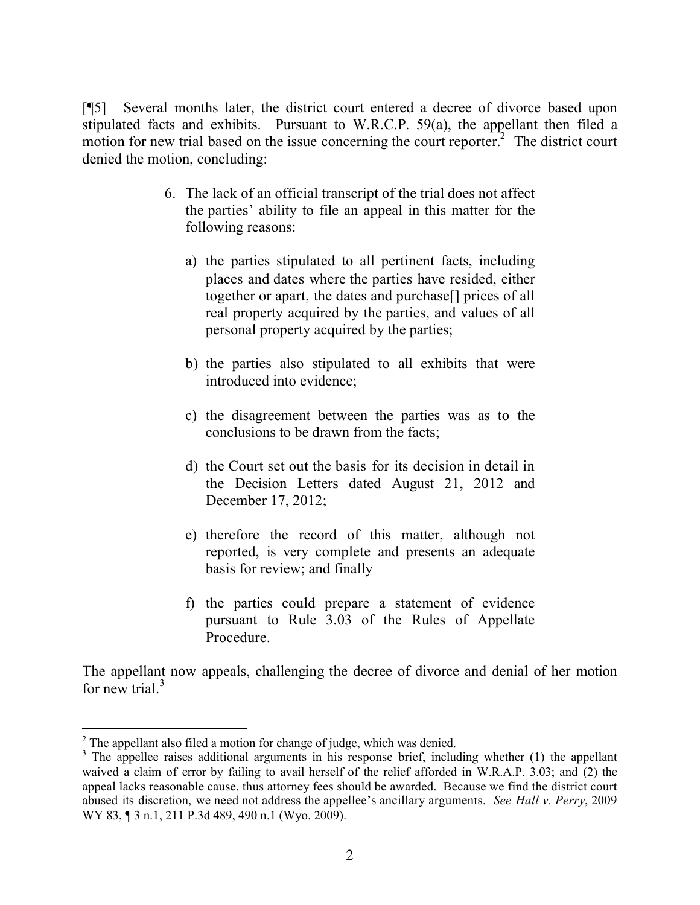[¶5] Several months later, the district court entered a decree of divorce based upon stipulated facts and exhibits. Pursuant to W.R.C.P. 59(a), the appellant then filed a motion for new trial based on the issue concerning the court reporter.[2] The district court denied the motion, concluding:

> 6. The lack of an official transcript of the trial does not affect the parties' ability to file an appeal in this matter for the following reasons:
>
> a) the parties stipulated to all pertinent facts, including places and dates where the parties have resided, either together or apart, the dates and purchase[] prices of all real property acquired by the parties, and values of all personal property acquired by the parties;
>
> b) the parties also stipulated to all exhibits that were introduced into evidence;
>
> c) the disagreement between the parties was as to the conclusions to be drawn from the facts;
>
> d) the Court set out the basis for its decision in detail in the Decision Letters dated August 21, 2012 and December 17, 2012;
>
> e) therefore the record of this matter, although not reported, is very complete and presents an adequate basis for review; and finally
>
> f) the parties could prepare a statement of evidence pursuant to Rule 3.03 of the Rules of Appellate Procedure.

The appellant now appeals, challenging the decree of divorce and denial of her motion for new trial.[3]

---

[2] The appellant also filed a motion for change of judge, which was denied.

[3] The appellee raises additional arguments in his response brief, including whether (1) the appellant waived a claim of error by failing to avail herself of the relief afforded in W.R.A.P. 3.03; and (2) the appeal lacks reasonable cause, thus attorney fees should be awarded. Because we find the district court abused its discretion, we need not address the appellee's ancillary arguments. *See Hall v. Perry*, 2009 WY 83, ¶ 3 n.1, 211 P.3d 489, 490 n.1 (Wyo. 2009).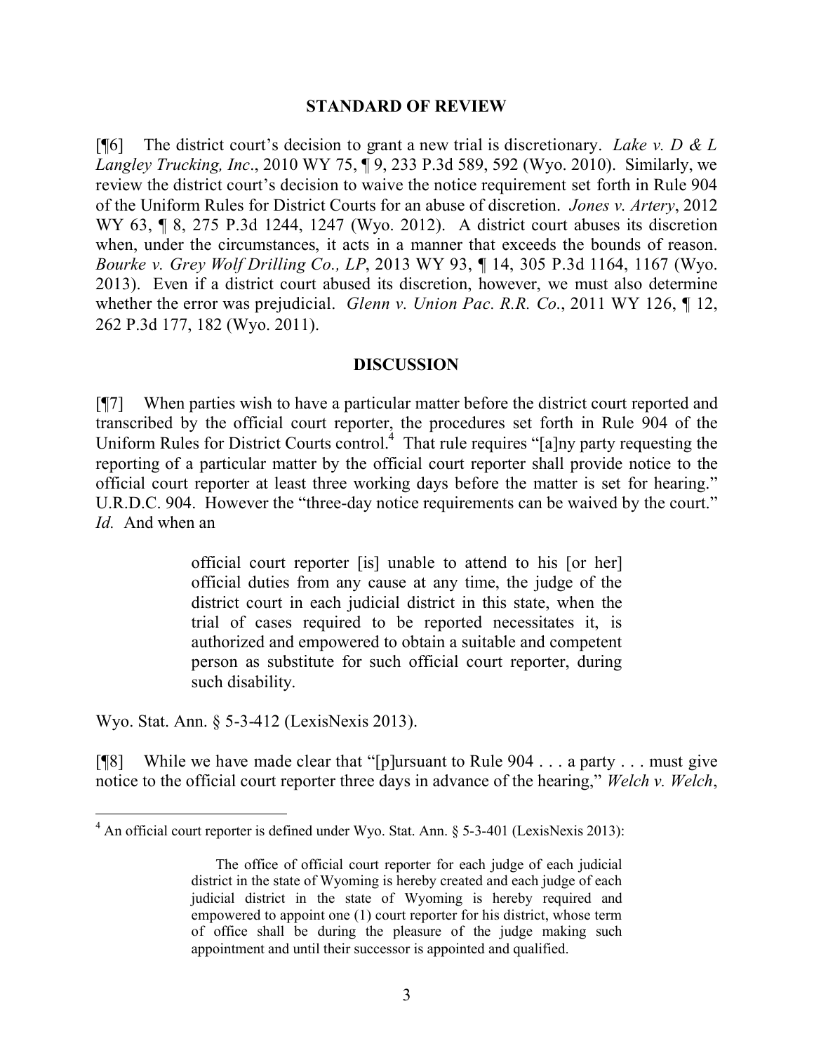## STANDARD OF REVIEW

[¶6] The district court's decision to grant a new trial is discretionary. *Lake v. D & L Langley Trucking, Inc*., 2010 WY 75, ¶ 9, 233 P.3d 589, 592 (Wyo. 2010). Similarly, we review the district court's decision to waive the notice requirement set forth in Rule 904 of the Uniform Rules for District Courts for an abuse of discretion. *Jones v. Artery*, 2012 WY 63, ¶ 8, 275 P.3d 1244, 1247 (Wyo. 2012). A district court abuses its discretion when, under the circumstances, it acts in a manner that exceeds the bounds of reason. *Bourke v. Grey Wolf Drilling Co., LP*, 2013 WY 93, ¶ 14, 305 P.3d 1164, 1167 (Wyo. 2013). Even if a district court abused its discretion, however, we must also determine whether the error was prejudicial. *Glenn v. Union Pac. R.R. Co*., 2011 WY 126, ¶ 12, 262 P.3d 177, 182 (Wyo. 2011).

## DISCUSSION

[¶7] When parties wish to have a particular matter before the district court reported and transcribed by the official court reporter, the procedures set forth in Rule 904 of the Uniform Rules for District Courts control.[4] That rule requires "[a]ny party requesting the reporting of a particular matter by the official court reporter shall provide notice to the official court reporter at least three working days before the matter is set for hearing." U.R.D.C. 904. However the "three-day notice requirements can be waived by the court." *Id.* And when an

> official court reporter [is] unable to attend to his [or her] official duties from any cause at any time, the judge of the district court in each judicial district in this state, when the trial of cases required to be reported necessitates it, is authorized and empowered to obtain a suitable and competent person as substitute for such official court reporter, during such disability.

Wyo. Stat. Ann. § 5-3-412 (LexisNexis 2013).

[¶8] While we have made clear that "[p]ursuant to Rule 904 . . . a party . . . must give notice to the official court reporter three days in advance of the hearing," *Welch v. Welch*,

---

[4] An official court reporter is defined under Wyo. Stat. Ann. § 5-3-401 (LexisNexis 2013):

> The office of official court reporter for each judge of each judicial district in the state of Wyoming is hereby created and each judge of each judicial district in the state of Wyoming is hereby required and empowered to appoint one (1) court reporter for his district, whose term of office shall be during the pleasure of the judge making such appointment and until their successor is appointed and qualified.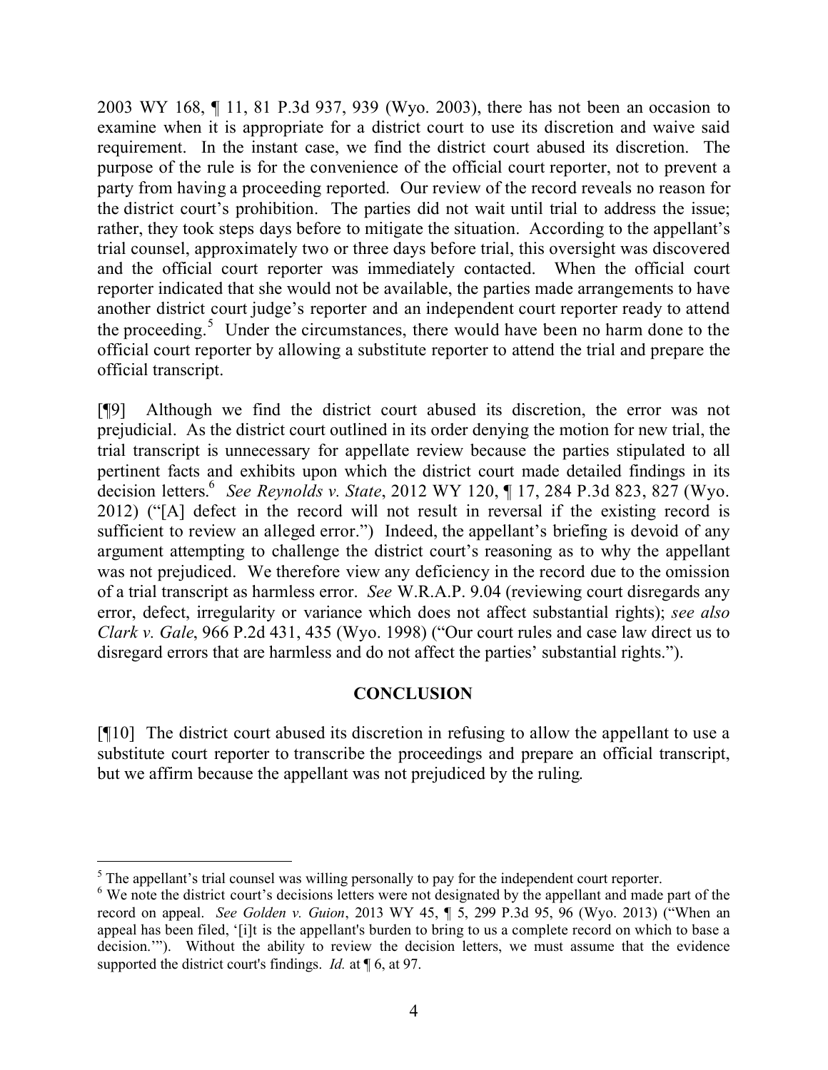2003 WY 168, ¶ 11, 81 P.3d 937, 939 (Wyo. 2003), there has not been an occasion to examine when it is appropriate for a district court to use its discretion and waive said requirement. In the instant case, we find the district court abused its discretion. The purpose of the rule is for the convenience of the official court reporter, not to prevent a party from having a proceeding reported. Our review of the record reveals no reason for the district court's prohibition. The parties did not wait until trial to address the issue; rather, they took steps days before to mitigate the situation. According to the appellant's trial counsel, approximately two or three days before trial, this oversight was discovered and the official court reporter was immediately contacted. When the official court reporter indicated that she would not be available, the parties made arrangements to have another district court judge's reporter and an independent court reporter ready to attend the proceeding.[5] Under the circumstances, there would have been no harm done to the official court reporter by allowing a substitute reporter to attend the trial and prepare the official transcript.

[¶9] Although we find the district court abused its discretion, the error was not prejudicial. As the district court outlined in its order denying the motion for new trial, the trial transcript is unnecessary for appellate review because the parties stipulated to all pertinent facts and exhibits upon which the district court made detailed findings in its decision letters.[6] *See Reynolds v. State*, 2012 WY 120, ¶ 17, 284 P.3d 823, 827 (Wyo. 2012) ("[A] defect in the record will not result in reversal if the existing record is sufficient to review an alleged error.") Indeed, the appellant's briefing is devoid of any argument attempting to challenge the district court's reasoning as to why the appellant was not prejudiced. We therefore view any deficiency in the record due to the omission of a trial transcript as harmless error. *See* W.R.A.P. 9.04 (reviewing court disregards any error, defect, irregularity or variance which does not affect substantial rights); *see also Clark v. Gale*, 966 P.2d 431, 435 (Wyo. 1998) ("Our court rules and case law direct us to disregard errors that are harmless and do not affect the parties' substantial rights.").

## CONCLUSION

[¶10] The district court abused its discretion in refusing to allow the appellant to use a substitute court reporter to transcribe the proceedings and prepare an official transcript, but we affirm because the appellant was not prejudiced by the ruling.

---

[5] The appellant's trial counsel was willing personally to pay for the independent court reporter.

[6] We note the district court's decisions letters were not designated by the appellant and made part of the record on appeal. *See Golden v. Guion*, 2013 WY 45, ¶ 5, 299 P.3d 95, 96 (Wyo. 2013) ("When an appeal has been filed, '[i]t is the appellant's burden to bring to us a complete record on which to base a decision.'"). Without the ability to review the decision letters, we must assume that the evidence supported the district court's findings. *Id.* at ¶ 6, at 97.